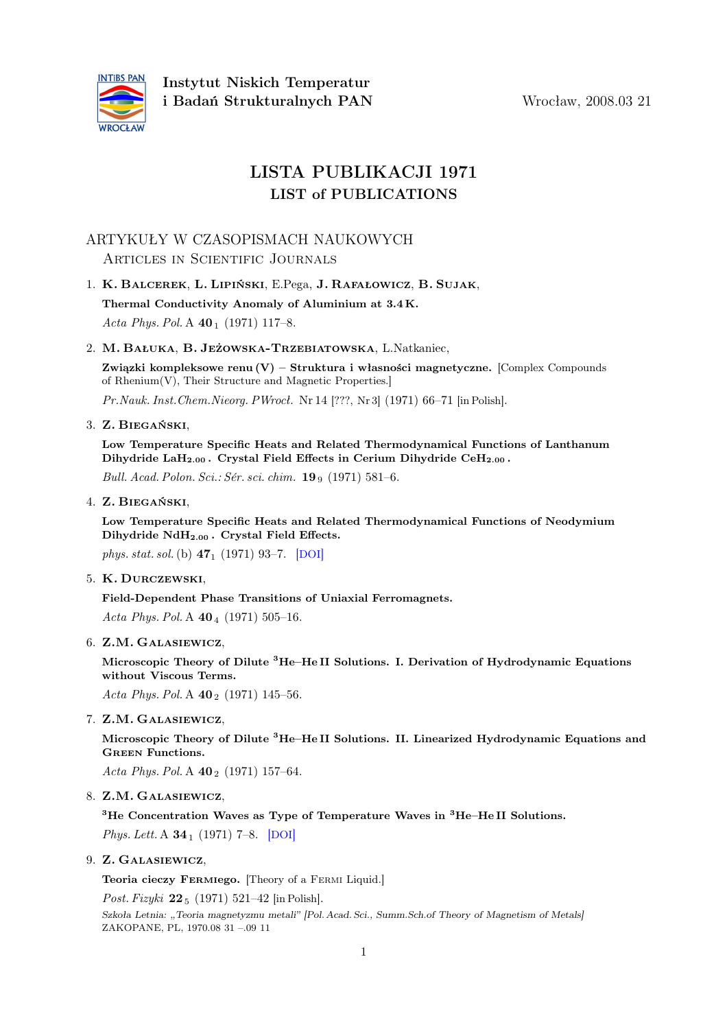Instytut Niskich Temperatur
i Badań Strukturalnych PAN

Wrocław, 2008.03 21

# LISTA PUBLIKACJI 1971
## LIST of PUBLICATIONS

## ARTYKUŁY W CZASOPISMACH NAUKOWYCH
### Articles in Scientific Journals

1. **K. Balcerek**, **L. Lipiński**, E.Pega, **J. Rafałowicz**, **B. Sujak**,

   **Thermal Conductivity Anomaly of Aluminium at 3.4 K.**

   *Acta Phys. Pol.* A **40** $_1$ (1971) 117–8.

2. **M. Bałuka**, **B. Jeżowska-Trzebiatowska**, L.Natkaniec,

   **Związki kompleksowe renu (V) – Struktura i własności magnetyczne.** [Complex Compounds of Rhenium(V), Their Structure and Magnetic Properties.]

   *Pr.Nauk. Inst.Chem.Nieorg. PWrocł.* Nr 14 [???, Nr 3] (1971) 66–71 [in Polish].

3. **Z. Biegański**,

   **Low Temperature Specific Heats and Related Thermodynamical Functions of Lanthanum Dihydride $LaH_{2.00}$. Crystal Field Effects in Cerium Dihydride $CeH_{2.00}$.**

   *Bull. Acad. Polon. Sci.: Sér. sci. chim.* **19** $_9$ (1971) 581–6.

4. **Z. Biegański**,

   **Low Temperature Specific Heats and Related Thermodynamical Functions of Neodymium Dihydride $NdH_{2.00}$. Crystal Field Effects.**

   *phys. stat. sol.* (b) **47** $_1$ (1971) 93–7. [DOI]

5. **K. Durczewski**,

   **Field-Dependent Phase Transitions of Uniaxial Ferromagnets.**

   *Acta Phys. Pol.* A **40** $_4$ (1971) 505–16.

6. **Z.M. Galasiewicz**,

   **Microscopic Theory of Dilute $^3$He–He II Solutions. I. Derivation of Hydrodynamic Equations without Viscous Terms.**

   *Acta Phys. Pol.* A **40** $_2$ (1971) 145–56.

7. **Z.M. Galasiewicz**,

   **Microscopic Theory of Dilute $^3$He–He II Solutions. II. Linearized Hydrodynamic Equations and Green Functions.**

   *Acta Phys. Pol.* A **40** $_2$ (1971) 157–64.

8. **Z.M. Galasiewicz**,

   **$^3$He Concentration Waves as Type of Temperature Waves in $^3$He–He II Solutions.**

   *Phys. Lett.* A **34** $_1$ (1971) 7–8. [DOI]

9. **Z. Galasiewicz**,

   **Teoria cieczy Fermiego.** [Theory of a Fermi Liquid.]

   *Post. Fizyki* **22** $_5$ (1971) 521–42 [in Polish].

   Szkoła Letnia: „Teoria magnetyzmu metali" [Pol. Acad. Sci., Summ.Sch.of Theory of Magnetism of Metals]
   ZAKOPANE, PL, 1970.08 31 –.09 11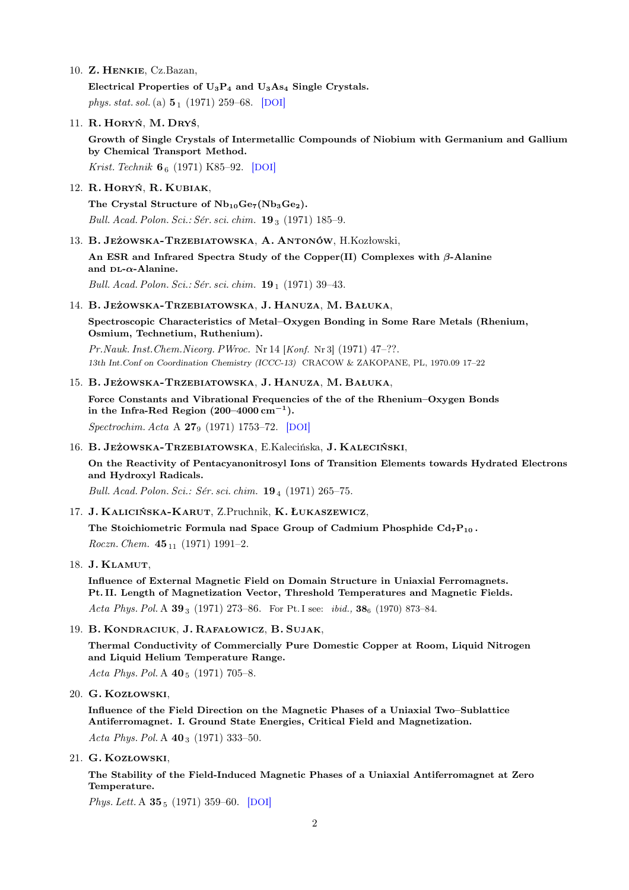10. **Z. Henkie**, Cz.Bazan,

    **Electrical Properties of $U_3P_4$ and $U_3As_4$ Single Crystals.**

    *phys. stat. sol.* (a) **5** $_1$ (1971) 259–68. [DOI]

11. **R. Horyń**, **M. Dryś**,

    **Growth of Single Crystals of Intermetallic Compounds of Niobium with Germanium and Gallium by Chemical Transport Method.**

    *Krist. Technik* **6** $_6$ (1971) K85–92. [DOI]

12. **R. Horyń**, **R. Kubiak**,

    **The Crystal Structure of $Nb_{10}Ge_7(Nb_3Ge_2)$.**

    *Bull. Acad. Polon. Sci.: Sér. sci. chim.* **19** $_3$ (1971) 185–9.

13. **B. Jeżowska-Trzebiatowska**, **A. Antonów**, H.Kozłowski,

    **An ESR and Infrared Spectra Study of the Copper(II) Complexes with $\beta$-Alanine and DL-$\alpha$-Alanine.**

    *Bull. Acad. Polon. Sci.: Sér. sci. chim.* **19** $_1$ (1971) 39–43.

14. **B. Jeżowska-Trzebiatowska**, **J. Hanuza**, **M. Bałuka**,

    **Spectroscopic Characteristics of Metal–Oxygen Bonding in Some Rare Metals (Rhenium, Osmium, Technetium, Ruthenium).**

    *Pr.Nauk. Inst.Chem.Nieorg. PWroc.* Nr 14 [*Konf.* Nr 3] (1971) 47–??.

    *13th Int.Conf on Coordination Chemistry (ICCC-13)* CRACOW & ZAKOPANE, PL, 1970.09 17–22

15. **B. Jeżowska-Trzebiatowska**, **J. Hanuza**, **M. Bałuka**,

    **Force Constants and Vibrational Frequencies of the of the Rhenium–Oxygen Bonds in the Infra-Red Region (200–4000 $cm^{-1}$).**

    *Spectrochim. Acta* A **27** $_9$ (1971) 1753–72. [DOI]

16. **B. Jeżowska-Trzebiatowska**, E.Kalecińska, **J. Kaleciński**,

    **On the Reactivity of Pentacyanonitrosyl Ions of Transition Elements towards Hydrated Electrons and Hydroxyl Radicals.**

    *Bull. Acad. Polon. Sci.: Sér. sci. chim.* **19** $_4$ (1971) 265–75.

17. **J. Kalicińska-Karut**, Z.Pruchnik, **K. Łukaszewicz**,

    **The Stoichiometric Formula nad Space Group of Cadmium Phosphide $Cd_7P_{10}$.**

    *Roczn. Chem.* **45** $_{11}$ (1971) 1991–2.

18. **J. Klamut**,

    **Influence of External Magnetic Field on Domain Structure in Uniaxial Ferromagnets. Pt. II. Length of Magnetization Vector, Threshold Temperatures and Magnetic Fields.**

    *Acta Phys. Pol.* A **39** $_3$ (1971) 273–86. For Pt. I see: *ibid.,* **38** $_6$ (1970) 873–84.

19. **B. Kondraciuk**, **J. Rafałowicz**, **B. Sujak**,

    **Thermal Conductivity of Commercially Pure Domestic Copper at Room, Liquid Nitrogen and Liquid Helium Temperature Range.**

    *Acta Phys. Pol.* A **40** $_5$ (1971) 705–8.

20. **G. Kozłowski**,

    **Influence of the Field Direction on the Magnetic Phases of a Uniaxial Two–Sublattice Antiferromagnet. I. Ground State Energies, Critical Field and Magnetization.**

    *Acta Phys. Pol.* A **40** $_3$ (1971) 333–50.

21. **G. Kozłowski**,

    **The Stability of the Field-Induced Magnetic Phases of a Uniaxial Antiferromagnet at Zero Temperature.**

    *Phys. Lett.* A **35** $_5$ (1971) 359–60. [DOI]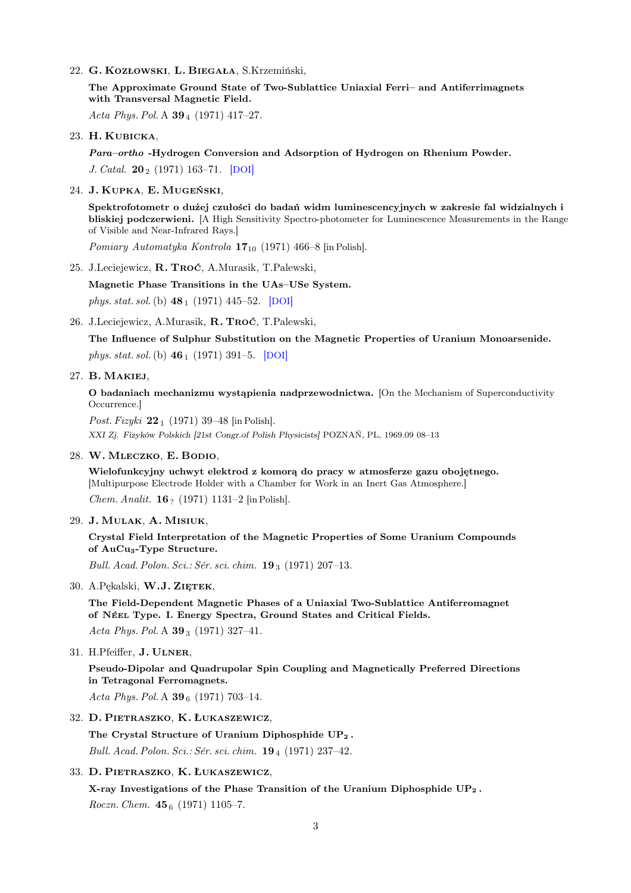22. **G. Kozłowski**, **L. Biegała**, S.Krzemiński,

    **The Approximate Ground State of Two-Sublattice Uniaxial Ferri– and Antiferrimagnets with Transversal Magnetic Field.**

    *Acta Phys. Pol.* A **39** $_4$ (1971) 417–27.

23. **H. Kubicka**,

    ***Para–ortho* -Hydrogen Conversion and Adsorption of Hydrogen on Rhenium Powder.**

    *J. Catal.* **20** $_2$ (1971) 163–71. [DOI]

24. **J. Kupka**, **E. Mugeński**,

    **Spektrofotometr o dużej czułości do badań widm luminescencyjnych w zakresie fal widzialnych i bliskiej podczerwieni.** [A High Sensitivity Spectro-photometer for Luminescence Measurements in the Range of Visible and Near-Infrared Rays.]

    *Pomiary Automatyka Kontrola* **17** $_{10}$ (1971) 466–8 [in Polish].

25. J.Leciejewicz, **R. Troć**, A.Murasik, T.Palewski,

    **Magnetic Phase Transitions in the UAs–USe System.**

    *phys. stat. sol.* (b) **48** $_1$ (1971) 445–52. [DOI]

26. J.Leciejewicz, A.Murasik, **R. Troć**, T.Palewski,

    **The Influence of Sulphur Substitution on the Magnetic Properties of Uranium Monoarsenide.**

    *phys. stat. sol.* (b) **46** $_1$ (1971) 391–5. [DOI]

27. **B. Makiej**,

    **O badaniach mechanizmu wystąpienia nadprzewodnictwa.** [On the Mechanism of Superconductivity Occurrence.]

    *Post. Fizyki* **22** $_1$ (1971) 39–48 [in Polish].

    *XXI Zj. Fizyków Polskich [21st Congr.of Polish Physicists]* POZNAŃ, PL, 1969.09 08–13

28. **W. Mleczko**, **E. Bodio**,

    **Wielofunkcyjny uchwyt elektrod z komorą do pracy w atmosferze gazu obojętnego.** [Multipurpose Electrode Holder with a Chamber for Work in an Inert Gas Atmosphere.]

    *Chem. Analit.* **16** $_?$ (1971) 1131–2 [in Polish].

29. **J. Mulak**, **A. Misiuk**,

    **Crystal Field Interpretation of the Magnetic Properties of Some Uranium Compounds of $AuCu_3$-Type Structure.**

    *Bull. Acad. Polon. Sci.: Sér. sci. chim.* **19** $_3$ (1971) 207–13.

30. A.Pękalski, **W.J. Ziętek**,

    **The Field-Dependent Magnetic Phases of a Uniaxial Two-Sublattice Antiferromagnet of Néel Type. I. Energy Spectra, Ground States and Critical Fields.**

    *Acta Phys. Pol.* A **39** $_3$ (1971) 327–41.

31. H.Pfeiffer, **J. Ulner**,

    **Pseudo-Dipolar and Quadrupolar Spin Coupling and Magnetically Preferred Directions in Tetragonal Ferromagnets.**

    *Acta Phys. Pol.* A **39** $_6$ (1971) 703–14.

32. **D. Pietraszko**, **K. Łukaszewicz**,

    **The Crystal Structure of Uranium Diphosphide $UP_2$.**

    *Bull. Acad. Polon. Sci.: Sér. sci. chim.* **19** $_4$ (1971) 237–42.

33. **D. Pietraszko**, **K. Łukaszewicz**,

    **X-ray Investigations of the Phase Transition of the Uranium Diphosphide $UP_2$.**

    *Roczn. Chem.* **45** $_6$ (1971) 1105–7.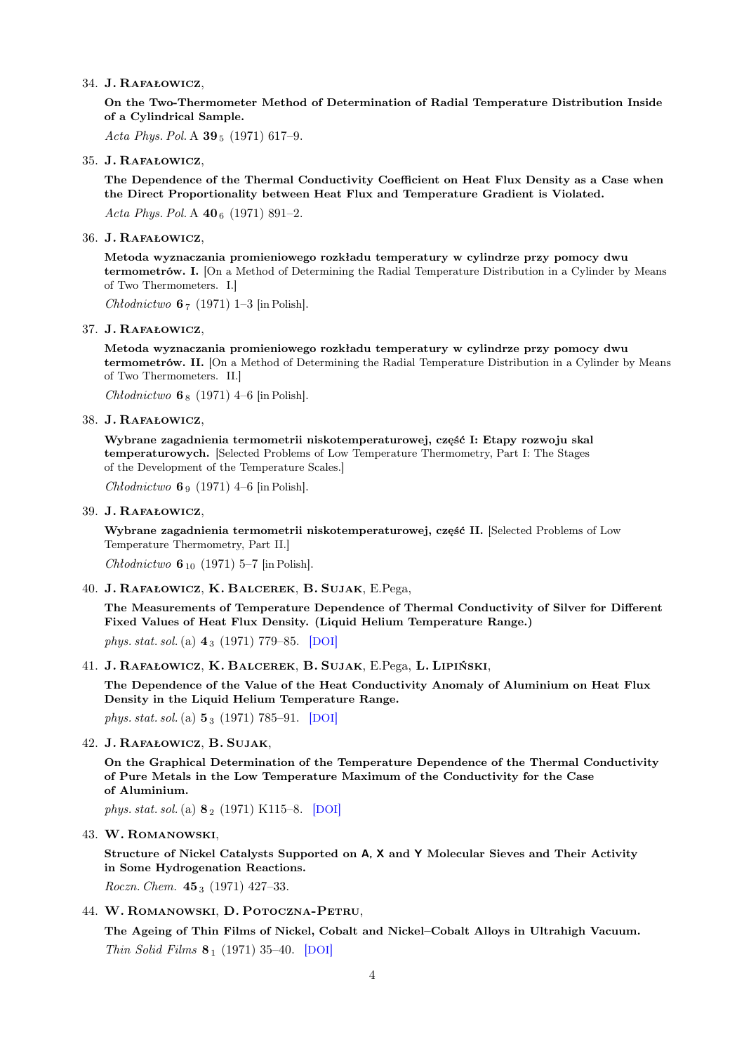34. **J. Rafałowicz**,

    **On the Two-Thermometer Method of Determination of Radial Temperature Distribution Inside of a Cylindrical Sample.**

    *Acta Phys. Pol.* A **39** $_5$ (1971) 617–9.

35. **J. Rafałowicz**,

    **The Dependence of the Thermal Conductivity Coefficient on Heat Flux Density as a Case when the Direct Proportionality between Heat Flux and Temperature Gradient is Violated.**

    *Acta Phys. Pol.* A **40** $_6$ (1971) 891–2.

36. **J. Rafałowicz**,

    **Metoda wyznaczania promieniowego rozkładu temperatury w cylindrze przy pomocy dwu termometrów. I.** [On a Method of Determining the Radial Temperature Distribution in a Cylinder by Means of Two Thermometers. I.]

    *Chłodnictwo* **6** $_7$ (1971) 1–3 [in Polish].

37. **J. Rafałowicz**,

    **Metoda wyznaczania promieniowego rozkładu temperatury w cylindrze przy pomocy dwu termometrów. II.** [On a Method of Determining the Radial Temperature Distribution in a Cylinder by Means of Two Thermometers. II.]

    *Chłodnictwo* **6** $_8$ (1971) 4–6 [in Polish].

38. **J. Rafałowicz**,

    **Wybrane zagadnienia termometrii niskotemperaturowej, część I: Etapy rozwoju skal temperaturowych.** [Selected Problems of Low Temperature Thermometry, Part I: The Stages of the Development of the Temperature Scales.]

    *Chłodnictwo* **6** $_9$ (1971) 4–6 [in Polish].

39. **J. Rafałowicz**,

    **Wybrane zagadnienia termometrii niskotemperaturowej, część II.** [Selected Problems of Low Temperature Thermometry, Part II.]

    *Chłodnictwo* **6** $_{10}$ (1971) 5–7 [in Polish].

40. **J. Rafałowicz**, **K. Balcerek**, **B. Sujak**, E.Pega,

    **The Measurements of Temperature Dependence of Thermal Conductivity of Silver for Different Fixed Values of Heat Flux Density. (Liquid Helium Temperature Range.)**

    *phys. stat. sol.* (a) **4** $_3$ (1971) 779–85. [DOI]

41. **J. Rafałowicz**, **K. Balcerek**, **B. Sujak**, E.Pega, **L. Lipiński**,

    **The Dependence of the Value of the Heat Conductivity Anomaly of Aluminium on Heat Flux Density in the Liquid Helium Temperature Range.**

    *phys. stat. sol.* (a) **5** $_3$ (1971) 785–91. [DOI]

42. **J. Rafałowicz**, **B. Sujak**,

    **On the Graphical Determination of the Temperature Dependence of the Thermal Conductivity of Pure Metals in the Low Temperature Maximum of the Conductivity for the Case of Aluminium.**

    *phys. stat. sol.* (a) **8** $_2$ (1971) K115–8. [DOI]

43. **W. Romanowski**,

    **Structure of Nickel Catalysts Supported on A, X and Y Molecular Sieves and Their Activity in Some Hydrogenation Reactions.**

    *Roczn. Chem.* **45** $_3$ (1971) 427–33.

44. **W. Romanowski**, **D. Potoczna-Petru**,

    **The Ageing of Thin Films of Nickel, Cobalt and Nickel–Cobalt Alloys in Ultrahigh Vacuum.**

    *Thin Solid Films* **8** $_1$ (1971) 35–40. [DOI]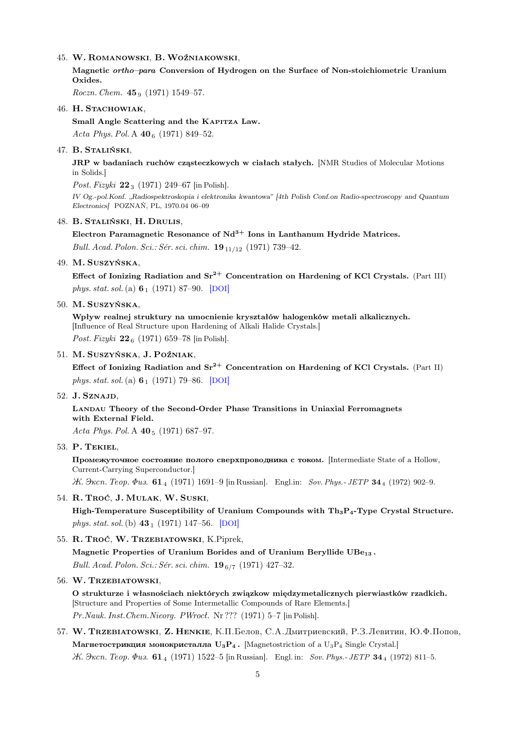45. **W. Romanowski**, **B. Woźniakowski**,

    **Magnetic *ortho–para* Conversion of Hydrogen on the Surface of Non-stoichiometric Uranium Oxides.**

    *Roczn. Chem.* **45**$_9$ (1971) 1549–57.

46. **H. Stachowiak**,

    **Small Angle Scattering and the Kapitza Law.**

    *Acta Phys. Pol.* A **40**$_6$ (1971) 849–52.

47. **B. Staliński**,

    **JRP w badaniach ruchów cząsteczkowych w ciałach stałych.** [NMR Studies of Molecular Motions in Solids.]

    *Post. Fizyki* **22**$_3$ (1971) 249–67 [in Polish].

    *IV Og.-pol.Konf. „Radiospektroskopia i elektronika kwantowa" [4th Polish Conf.on Radio-spectroscopy and Quantum Electronics]* POZNAŃ, PL, 1970.04 06–09

48. **B. Staliński**, **H. Drulis**,

    **Electron Paramagnetic Resonance of $Nd^{3+}$ Ions in Lanthanum Hydride Matrices.**

    *Bull. Acad. Polon. Sci.: Sér. sci. chim.* **19**$_{11/12}$ (1971) 739–42.

49. **M. Suszyńska**,

    **Effect of Ionizing Radiation and $Sr^{2+}$ Concentration on Hardening of KCl Crystals.** (Part III)

    *phys. stat. sol.* (a) **6**$_1$ (1971) 87–90. [DOI]

50. **M. Suszyńska**,

    **Wpływ realnej struktury na umocnienie kryształów halogenków metali alkalicznych.** [Influence of Real Structure upon Hardening of Alkali Halide Crystals.]

    *Post. Fizyki* **22**$_6$ (1971) 659–78 [in Polish].

51. **M. Suszyńska**, **J. Poźniak**,

    **Effect of Ionizing Radiation and $Sr^{2+}$ Concentration on Hardening of KCl Crystals.** (Part II)

    *phys. stat. sol.* (a) **6**$_1$ (1971) 79–86. [DOI]

52. **J. Sznajd**,

    **Landau Theory of the Second-Order Phase Transitions in Uniaxial Ferromagnets with External Field.**

    *Acta Phys. Pol.* A **40**$_5$ (1971) 687–97.

53. **P. Tekiel**,

    **Промежуточное состояние полого сверхпроводника с током.** [Intermediate State of a Hollow, Current-Carrying Superconductor.]

    *Ж. Эксп. Теор. Физ.* **61**$_4$ (1971) 1691–9 [in Russian]. Engl.in: *Sov. Phys.- JETP* **34**$_4$ (1972) 902–9.

54. **R. Troć**, **J. Mulak**, **W. Suski**,

    **High-Temperature Susceptibility of Uranium Compounds with $Th_3P_4$-Type Crystal Structure.**

    *phys. stat. sol.* (b) **43**$_1$ (1971) 147–56. [DOI]

55. **R. Troć**, **W. Trzebiatowski**, K.Piprek,

    **Magnetic Properties of Uranium Borides and of Uranium Beryllide $UBe_{13}$.**

    *Bull. Acad. Polon. Sci.: Sér. sci. chim.* **19**$_{6/7}$ (1971) 427–32.

56. **W. Trzebiatowski**,

    **O strukturze i własnościach niektórych związkow międzymetalicznych pierwiastków rzadkich.** [Structure and Properties of Some Intermetallic Compounds of Rare Elements.]

    *Pr.Nauk. Inst.Chem.Nieorg. PWrocł.* Nr ??? (1971) 5–7 [in Polish].

57. **W. Trzebiatowski**, **Z. Henkie**, К.П.Белов, С.А.Дмитриевский, Р.З.Левитин, Ю.Ф.Попов,

    **Магнетострикция монокристалла $U_3P_4$.** [Magnetostriction of a $U_3P_4$ Single Crystal.]

    *Ж. Эксп. Теор. Физ.* **61**$_4$ (1971) 1522–5 [in Russian]. Engl. in: *Sov. Phys.- JETP* **34**$_4$ (1972) 811–5.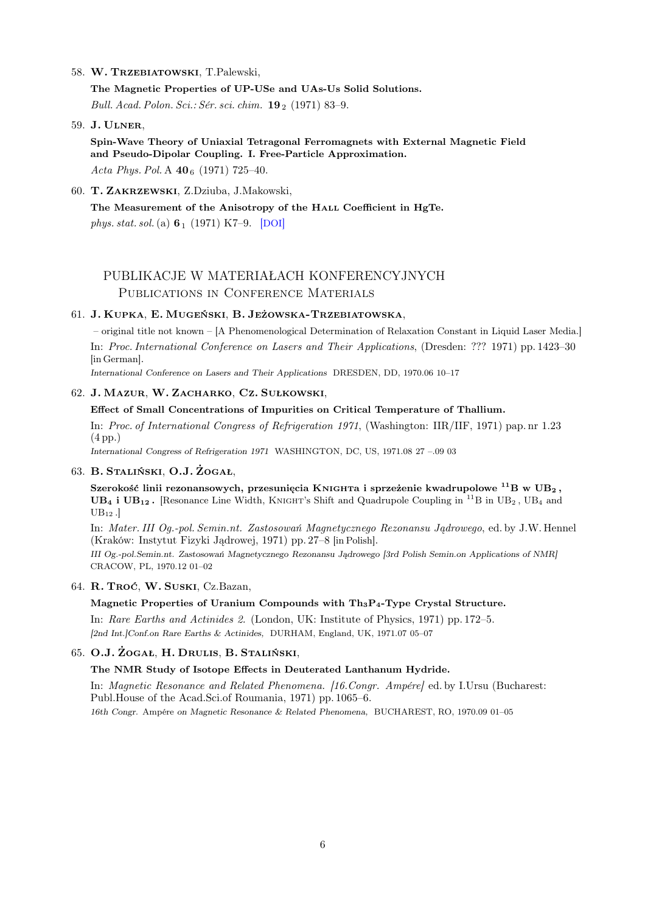58. **W. Trzebiatowski**, T.Palewski,

    **The Magnetic Properties of UP-USe and UAs-Us Solid Solutions.**

    *Bull. Acad. Polon. Sci.: Sér. sci. chim.* **19** $_2$ (1971) 83–9.

59. **J. Ulner**,

    **Spin-Wave Theory of Uniaxial Tetragonal Ferromagnets with External Magnetic Field and Pseudo-Dipolar Coupling. I. Free-Particle Approximation.**

    *Acta Phys. Pol.* A **40** $_6$ (1971) 725–40.

60. **T. Zakrzewski**, Z.Dziuba, J.Makowski,

    **The Measurement of the Anisotropy of the Hall Coefficient in HgTe.**

    *phys. stat. sol.* (a) **6** $_1$ (1971) K7–9. [DOI]

## PUBLIKACJE W MATERIAŁACH KONFERENCYJNYCH
### Publications in Conference Materials

61. **J. Kupka**, **E. Mugeński**, **B. Jeżowska-Trzebiatowska**,

    – original title not known – [A Phenomenological Determination of Relaxation Constant in Liquid Laser Media.]

    In: *Proc. International Conference on Lasers and Their Applications*, (Dresden: ??? 1971) pp. 1423–30 [in German].

    *International Conference on Lasers and Their Applications* DRESDEN, DD, 1970.06 10–17

62. **J. Mazur**, **W. Zacharko**, **Cz. Sułkowski**,

    **Effect of Small Concentrations of Impurities on Critical Temperature of Thallium.**

    In: *Proc. of International Congress of Refrigeration 1971*, (Washington: IIR/IIF, 1971) pap. nr 1.23 (4 pp.)

    *International Congress of Refrigeration 1971* WASHINGTON, DC, US, 1971.08 27 –.09 03

63. **B. Staliński**, **O.J. Żogał**,

    **Szerokość linii rezonansowych, przesunięcia Knighta i sprzężenie kwadrupolowe $^{11}$B w $UB_2$, $UB_4$ i $UB_{12}$.** [Resonance Line Width, Knight's Shift and Quadrupole Coupling in $^{11}$B in $UB_2$, $UB_4$ and $UB_{12}$.]

    In: *Mater. III Og.-pol. Semin.nt. Zastosowań Magnetycznego Rezonansu Jądrowego*, ed. by J.W. Hennel (Kraków: Instytut Fizyki Jądrowej, 1971) pp. 27–8 [in Polish].

    *III Og.-pol.Semin.nt. Zastosowań Magnetycznego Rezonansu Jądrowego [3rd Polish Semin.on Applications of NMR]* CRACOW, PL, 1970.12 01–02

64. **R. Troć**, **W. Suski**, Cz.Bazan,

    **Magnetic Properties of Uranium Compounds with $Th_3P_4$-Type Crystal Structure.**

    In: *Rare Earths and Actinides 2.* (London, UK: Institute of Physics, 1971) pp. 172–5.

    *[2nd Int.]Conf.on Rare Earths & Actinides,* DURHAM, England, UK, 1971.07 05–07

65. **O.J. Żogał**, **H. Drulis**, **B. Staliński**,

    **The NMR Study of Isotope Effects in Deuterated Lanthanum Hydride.**

    In: *Magnetic Resonance and Related Phenomena. [16.Congr. Ampére]* ed. by I.Ursu (Bucharest: Publ.House of the Acad.Sci.of Roumania, 1971) pp. 1065–6.

    *16th Congr.* Ampére *on Magnetic Resonance & Related Phenomena,* BUCHAREST, RO, 1970.09 01–05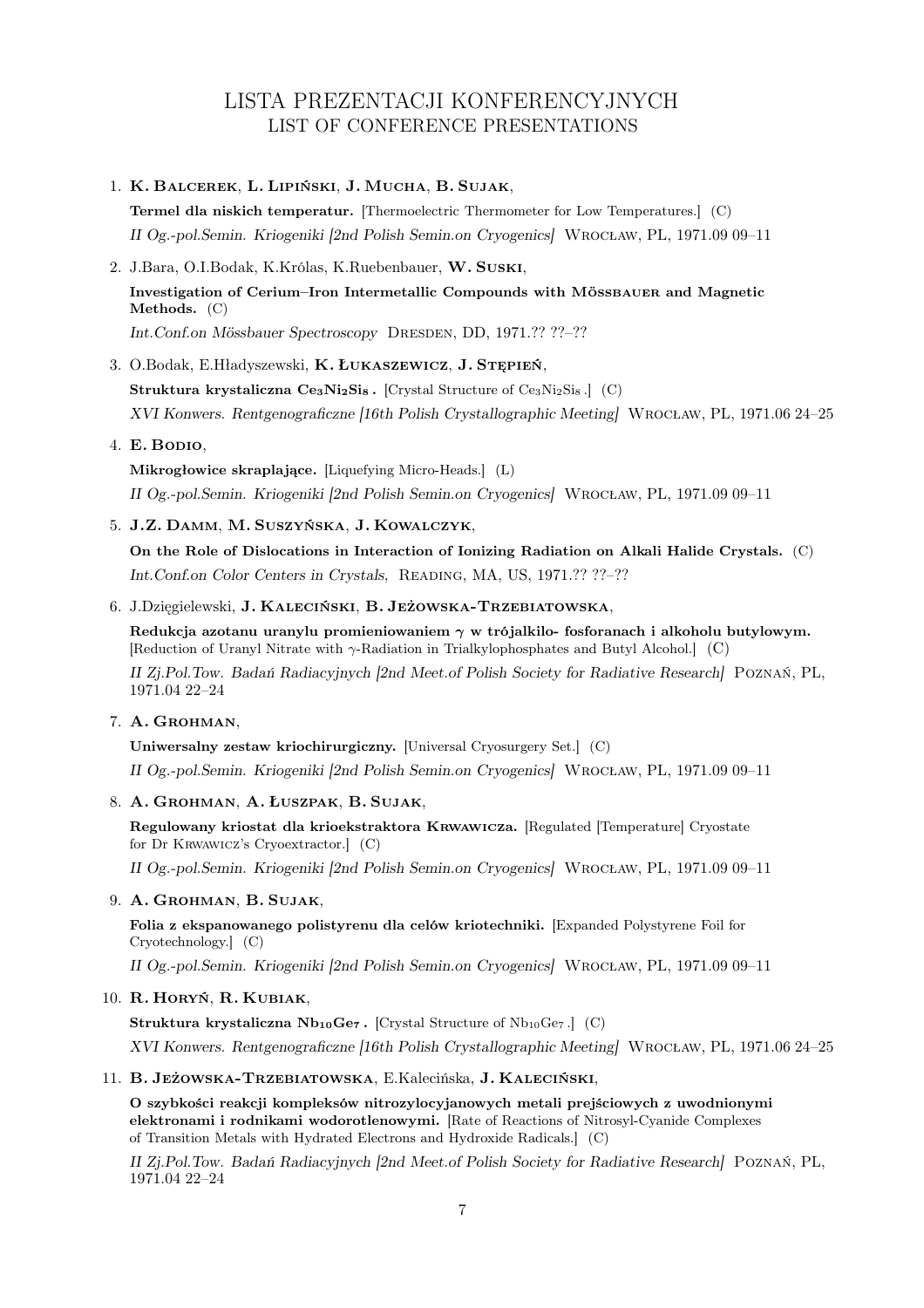# LISTA PREZENTACJI KONFERENCYJNYCH
## LIST OF CONFERENCE PRESENTATIONS

1. **K. Balcerek**, **L. Lipiński**, **J. Mucha**, **B. Sujak**,

   **Termel dla niskich temperatur.** [Thermoelectric Thermometer for Low Temperatures.] (C)

   *II Og.-pol.Semin. Kriogeniki [2nd Polish Semin.on Cryogenics]* Wrocław, PL, 1971.09 09–11

2. J.Bara, O.I.Bodak, K.Królas, K.Ruebenbauer, **W. Suski**,

   **Investigation of Cerium–Iron Intermetallic Compounds with Mössbauer and Magnetic Methods.** (C)

   *Int.Conf.on Mössbauer Spectroscopy* Dresden, DD, 1971.?? ??–??

3. O.Bodak, E.Hładyszewski, **K. Łukaszewicz**, **J. Stępień**,

   **Struktura krystaliczna $Ce_3Ni_2Si_8$ .** [Crystal Structure of $Ce_3Ni_2Si_8$ .] (C)

   *XVI Konwers. Rentgenograficzne [16th Polish Crystallographic Meeting]* Wrocław, PL, 1971.06 24–25

4. **E. Bodio**,

   **Mikrogłowice skraplające.** [Liquefying Micro-Heads.] (L)

   *II Og.-pol.Semin. Kriogeniki [2nd Polish Semin.on Cryogenics]* Wrocław, PL, 1971.09 09–11

5. **J.Z. Damm**, **M. Suszyńska**, **J. Kowalczyk**,

   **On the Role of Dislocations in Interaction of Ionizing Radiation on Alkali Halide Crystals.** (C)

   *Int.Conf.on Color Centers in Crystals,* Reading, MA, US, 1971.?? ??–??

6. J.Dzięgielewski, **J. Kaleciński**, **B. Jeżowska-Trzebiatowska**,

   **Redukcja azotanu uranylu promieniowaniem $\gamma$ w trójalkilo- fosforanach i alkoholu butylowym.** [Reduction of Uranyl Nitrate with $\gamma$-Radiation in Trialkylophosphates and Butyl Alcohol.] (C)

   *II Zj.Pol.Tow. Badań Radiacyjnych [2nd Meet.of Polish Society for Radiative Research]* Poznań, PL, 1971.04 22–24

7. **A. Grohman**,

   **Uniwersalny zestaw kriochirurgiczny.** [Universal Cryosurgery Set.] (C)

   *II Og.-pol.Semin. Kriogeniki [2nd Polish Semin.on Cryogenics]* Wrocław, PL, 1971.09 09–11

8. **A. Grohman**, **A. Łuszpak**, **B. Sujak**,

   **Regulowany kriostat dla krioekstraktora Krwawicza.** [Regulated [Temperature] Cryostate for Dr Krwawicz's Cryoextractor.] (C)

   *II Og.-pol.Semin. Kriogeniki [2nd Polish Semin.on Cryogenics]* Wrocław, PL, 1971.09 09–11

9. **A. Grohman**, **B. Sujak**,

   **Folia z ekspanowanego polistyrenu dla celów kriotechniki.** [Expanded Polystyrene Foil for Cryotechnology.] (C)

   *II Og.-pol.Semin. Kriogeniki [2nd Polish Semin.on Cryogenics]* Wrocław, PL, 1971.09 09–11

10. **R. Horyń**, **R. Kubiak**,

    **Struktura krystaliczna $Nb_{10}Ge_7$ .** [Crystal Structure of $Nb_{10}Ge_7$ .] (C)

    *XVI Konwers. Rentgenograficzne [16th Polish Crystallographic Meeting]* Wrocław, PL, 1971.06 24–25

11. **B. Jeżowska-Trzebiatowska**, E.Kalecińska, **J. Kaleciński**,

    **O szybkości reakcji kompleksów nitrozylocyjanowych metali prejściowych z uwodnionymi elektronami i rodnikami wodorotlenowymi.** [Rate of Reactions of Nitrosyl-Cyanide Complexes of Transition Metals with Hydrated Electrons and Hydroxide Radicals.] (C)

    *II Zj.Pol.Tow. Badań Radiacyjnych [2nd Meet.of Polish Society for Radiative Research]* Poznań, PL, 1971.04 22–24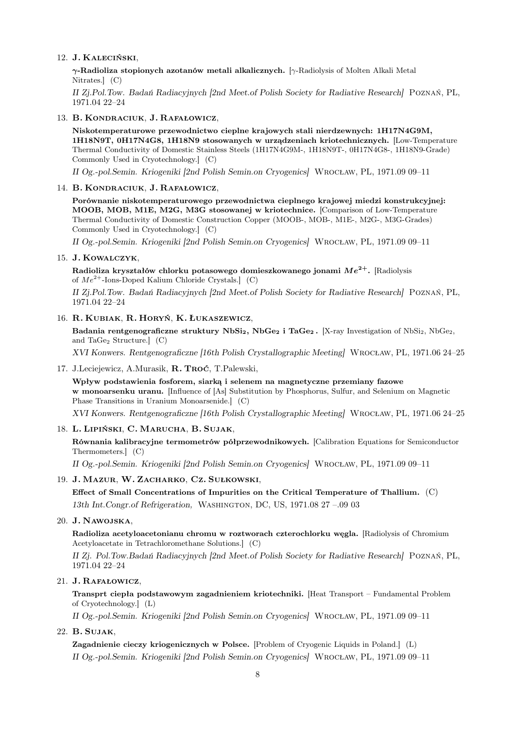12. **J. Kaleciński**,

    **$\gamma$-Radioliza stopionych azotanów metali alkalicznych.** [$\gamma$-Radiolysis of Molten Alkali Metal Nitrates.] (C)

    *II Zj.Pol.Tow. Badań Radiacyjnych [2nd Meet.of Polish Society for Radiative Research]* Poznań, PL, 1971.04 22–24

13. **B. Kondraciuk**, **J. Rafałowicz**,

    **Niskotemperaturowe przewodnictwo cieplne krajowych stali nierdzewnych: 1H17N4G9M, 1H18N9T, 0H17N4G8, 1H18N9 stosowanych w urządzeniach kriotechnicznych.** [Low-Temperature Thermal Conductivity of Domestic Stainless Steels (1H17N4G9M-, 1H18N9T-, 0H17N4G8-, 1H18N9-Grade) Commonly Used in Cryotechnology.] (C)

    *II Og.-pol.Semin. Kriogeniki [2nd Polish Semin.on Cryogenics]* Wrocław, PL, 1971.09 09–11

14. **B. Kondraciuk**, **J. Rafałowicz**,

    **Porównanie niskotemperaturowego przewodnictwa cieplnego krajowej miedzi konstrukcyjnej: MOOB, MOB, M1E, M2G, M3G stosowanej w kriotechnice.** [Comparison of Low-Temperature Thermal Conductivity of Domestic Construction Copper (MOOB-, MOB-, M1E-, M2G-, M3G-Grades) Commonly Used in Cryotechnology.] (C)

    *II Og.-pol.Semin. Kriogeniki [2nd Polish Semin.on Cryogenics]* Wrocław, PL, 1971.09 09–11

15. **J. Kowalczyk**,

    **Radioliza kryształów chlorku potasowego domieszkowanego jonami $Me^{2+}$.** [Radiolysis of $Me^{2+}$-Ions-Doped Kalium Chloride Crystals.] (C)

    *II Zj.Pol.Tow. Badań Radiacyjnych [2nd Meet.of Polish Society for Radiative Research]* Poznań, PL, 1971.04 22–24

16. **R. Kubiak**, **R. Horyń**, **K. Łukaszewicz**,

    **Badania rentgenograficzne struktury $NbSi_2$, $NbGe_2$ i $TaGe_2$.** [X-ray Investigation of $NbSi_2$, $NbGe_2$, and $TaGe_2$ Structure.] (C)

    *XVI Konwers. Rentgenograficzne [16th Polish Crystallographic Meeting]* Wrocław, PL, 1971.06 24–25

17. J.Leciejewicz, A.Murasik, **R. Troć**, T.Palewski,

    **Wpływ podstawienia fosforem, siarką i selenem na magnetyczne przemiany fazowe w monoarsenku uranu.** [Influence of [As] Substitution by Phosphorus, Sulfur, and Selenium on Magnetic Phase Transitions in Uranium Monoarsenide.] (C)

    *XVI Konwers. Rentgenograficzne [16th Polish Crystallographic Meeting]* Wrocław, PL, 1971.06 24–25

18. **L. Lipiński**, **C. Marucha**, **B. Sujak**,

    **Równania kalibracyjne termometrów półprzewodnikowych.** [Calibration Equations for Semiconductor Thermometers.] (C)

    *II Og.-pol.Semin. Kriogeniki [2nd Polish Semin.on Cryogenics]* Wrocław, PL, 1971.09 09–11

19. **J. Mazur**, **W. Zacharko**, **Cz. Sułkowski**,

    **Effect of Small Concentrations of Impurities on the Critical Temperature of Thallium.** (C)

    *13th Int.Congr.of Refrigeration,* Washington, DC, US, 1971.08 27 –.09 03

20. **J. Nawojska**,

    **Radioliza acetyloacetonianu chromu w roztworach czterochlorku węgla.** [Radiolysis of Chromium Acetyloacetate in Tetrachloromethane Solutions.] (C)

    *II Zj. Pol.Tow.Badań Radiacyjnych [2nd Meet.of Polish Society for Radiative Research]* Poznań, PL, 1971.04 22–24

21. **J. Rafałowicz**,

    **Transprt ciepła podstawowym zagadnieniem kriotechniki.** [Heat Transport – Fundamental Problem of Cryotechnology.] (L)

    *II Og.-pol.Semin. Kriogeniki [2nd Polish Semin.on Cryogenics]* Wrocław, PL, 1971.09 09–11

22. **B. Sujak**,

    **Zagadnienie cieczy kriogenicznych w Polsce.** [Problem of Cryogenic Liquids in Poland.] (L)

    *II Og.-pol.Semin. Kriogeniki [2nd Polish Semin.on Cryogenics]* Wrocław, PL, 1971.09 09–11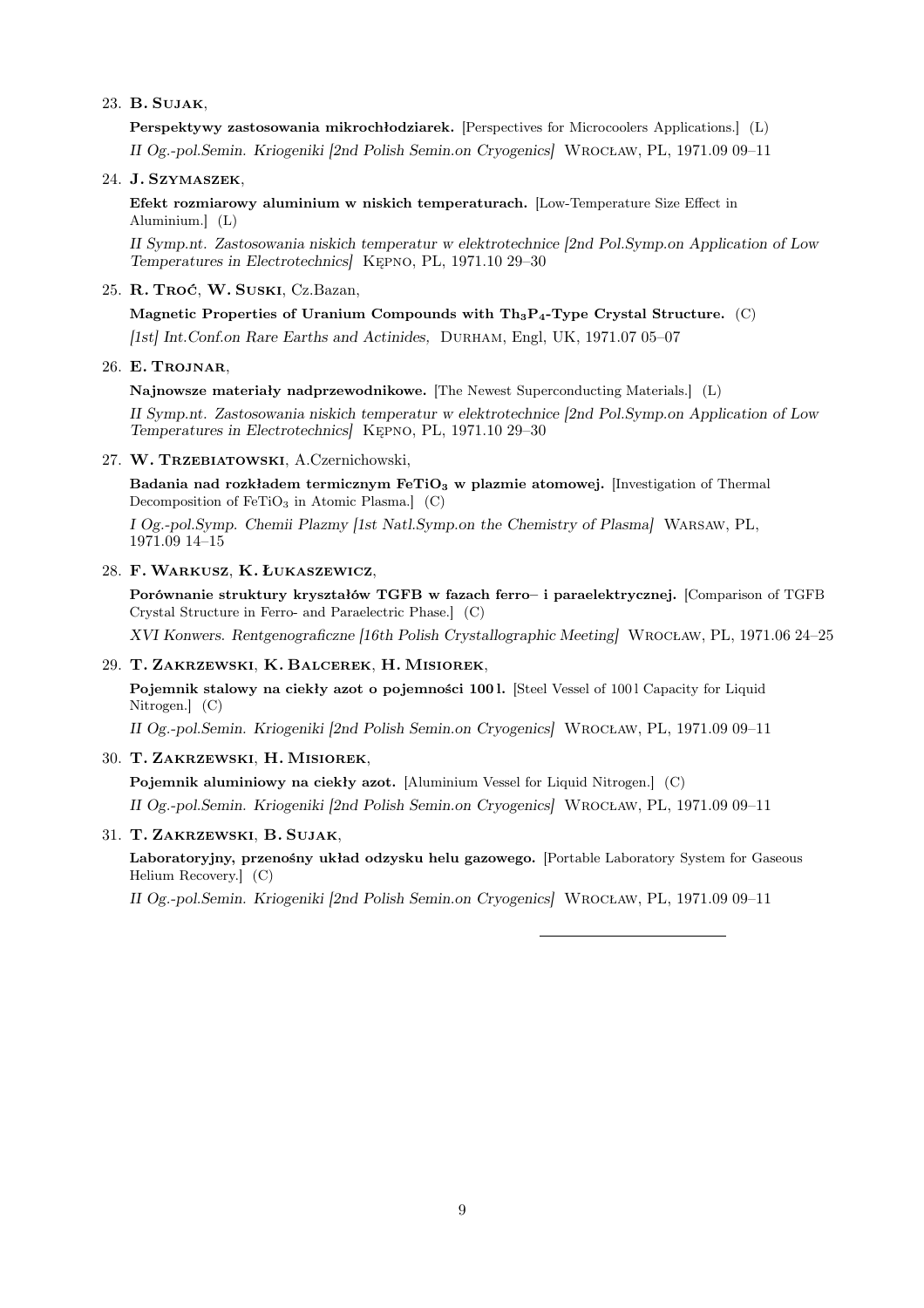23. **B. Sujak**,

    **Perspektywy zastosowania mikrochłodziarek.** [Perspectives for Microcoolers Applications.] (L)

    *II Og.-pol.Semin. Kriogeniki [2nd Polish Semin.on Cryogenics]* Wrocław, PL, 1971.09 09–11

24. **J. Szymaszek**,

    **Efekt rozmiarowy aluminium w niskich temperaturach.** [Low-Temperature Size Effect in Aluminium.] (L)

    *II Symp.nt. Zastosowania niskich temperatur w elektrotechnice [2nd Pol.Symp.on Application of Low Temperatures in Electrotechnics]* Kępno, PL, 1971.10 29–30

25. **R. Troć**, **W. Suski**, Cz.Bazan,

    **Magnetic Properties of Uranium Compounds with $Th_3P_4$-Type Crystal Structure.** (C)

    *[1st] Int.Conf.on Rare Earths and Actinides,* Durham, Engl, UK, 1971.07 05–07

26. **E. Trojnar**,

    **Najnowsze materiały nadprzewodnikowe.** [The Newest Superconducting Materials.] (L)

    *II Symp.nt. Zastosowania niskich temperatur w elektrotechnice [2nd Pol.Symp.on Application of Low Temperatures in Electrotechnics]* Kępno, PL, 1971.10 29–30

27. **W. Trzebiatowski**, A.Czernichowski,

    **Badania nad rozkładem termicznym $FeTiO_3$ w plazmie atomowej.** [Investigation of Thermal Decomposition of $FeTiO_3$ in Atomic Plasma.] (C)

    *I Og.-pol.Symp. Chemii Plazmy [1st Natl.Symp.on the Chemistry of Plasma]* Warsaw, PL, 1971.09 14–15

28. **F. Warkusz**, **K. Łukaszewicz**,

    **Porównanie struktury kryształów TGFB w fazach ferro– i paraelektrycznej.** [Comparison of TGFB Crystal Structure in Ferro- and Paraelectric Phase.] (C)

    *XVI Konwers. Rentgenograficzne [16th Polish Crystallographic Meeting]* Wrocław, PL, 1971.06 24–25

29. **T. Zakrzewski**, **K. Balcerek**, **H. Misiorek**,

    **Pojemnik stalowy na ciekły azot o pojemności 100 l.** [Steel Vessel of 100 l Capacity for Liquid Nitrogen.] (C)

    *II Og.-pol.Semin. Kriogeniki [2nd Polish Semin.on Cryogenics]* Wrocław, PL, 1971.09 09–11

30. **T. Zakrzewski**, **H. Misiorek**,

    **Pojemnik aluminiowy na ciekły azot.** [Aluminium Vessel for Liquid Nitrogen.] (C)

    *II Og.-pol.Semin. Kriogeniki [2nd Polish Semin.on Cryogenics]* Wrocław, PL, 1971.09 09–11

31. **T. Zakrzewski**, **B. Sujak**,

    **Laboratoryjny, przenośny układ odzysku helu gazowego.** [Portable Laboratory System for Gaseous Helium Recovery.] (C)

    *II Og.-pol.Semin. Kriogeniki [2nd Polish Semin.on Cryogenics]* Wrocław, PL, 1971.09 09–11